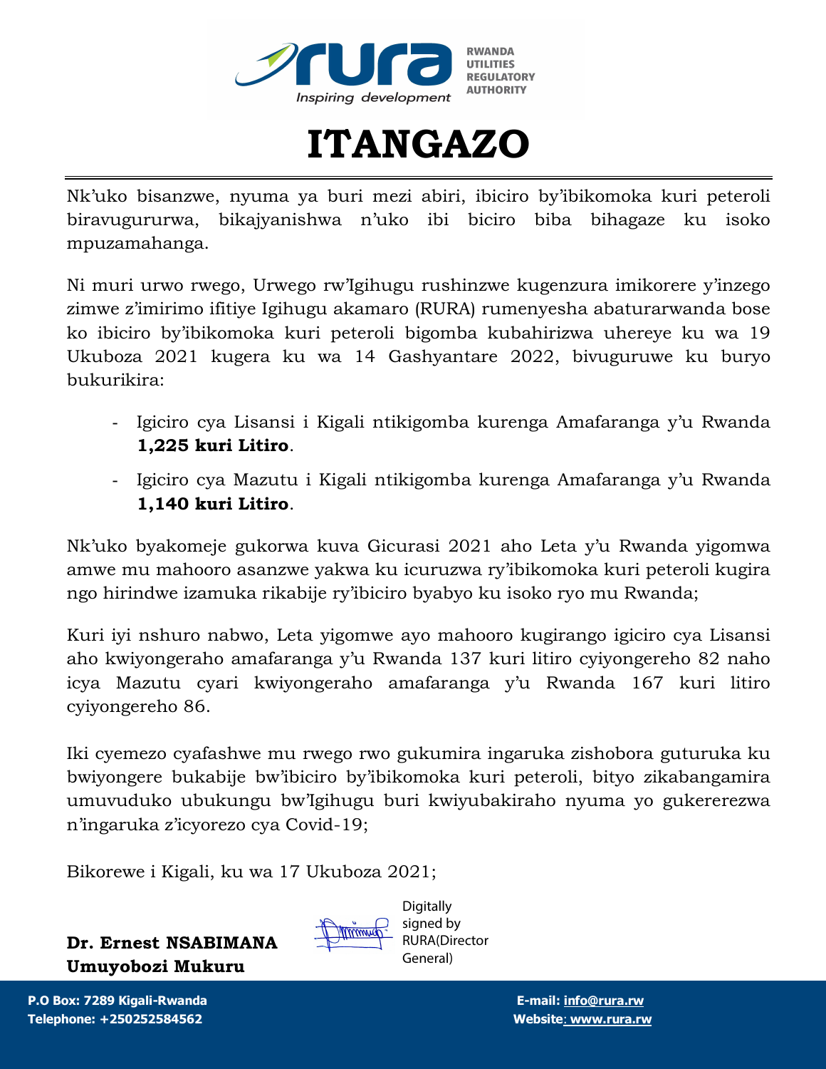RWANDA UTILITIES REGULATORY AUTHORITY

*Inspiring development*

# ITANGAZO

Nk'uko bisanzwe, nyuma ya buri mezi abiri, ibiciro by'ibikomoka kuri peteroli biravugururwa, bikajyanishwa n'uko ibi biciro biba bihagaze ku isoko mpuzamahanga.

Ni muri urwo rwego, Urwego rw'Igihugu rushinzwe kugenzura imikorere y'inzego zimwe z'imirimo ifitiye Igihugu akamaro (RURA) rumenyesha abaturarwanda bose ko ibiciro by'ibikomoka kuri peteroli bigomba kubahirizwa uhereye ku wa 19 Ukuboza 2021 kugera ku wa 14 Gashyantare 2022, bivuguruwe ku buryo bukurikira:

- Igiciro cya Lisansi i Kigali ntikigomba kurenga Amafaranga y'u Rwanda **1,225 kuri Litiro**.
- Igiciro cya Mazutu i Kigali ntikigomba kurenga Amafaranga y'u Rwanda **1,140 kuri Litiro**.

Nk'uko byakomeje gukorwa kuva Gicurasi 2021 aho Leta y'u Rwanda yigomwa amwe mu mahooro asanzwe yakwa ku icuruzwa ry'ibikomoka kuri peteroli kugira ngo hirindwe izamuka rikabije ry'ibiciro byabyo ku isoko ryo mu Rwanda;

Kuri iyi nshuro nabwo, Leta yigomwe ayo mahooro kugirango igiciro cya Lisansi aho kwiyongeraho amafaranga y'u Rwanda 137 kuri litiro cyiyongereho 82 naho icya Mazutu cyari kwiyongeraho amafaranga y'u Rwanda 167 kuri litiro cyiyongereho 86.

Iki cyemezo cyafashwe mu rwego rwo gukumira ingaruka zishobora guturuka ku bwiyongere bukabije bw'ibiciro by'ibikomoka kuri peteroli, bityo zikabangamira umuvuduko ubukungu bw'Igihugu buri kwiyubakiraho nyuma yo gukererezwa n'ingaruka z'icyorezo cya Covid-19;

Bikorewe i Kigali, ku wa 17 Ukuboza 2021;

**Dr. Ernest NSABIMANA**
**Umuyobozi Mukuru**

Digitally signed by RURA(Director General)

P.O Box: 7289 Kigali-Rwanda
Telephone: +250252584562

E-mail: info@rura.rw
Website: www.rura.rw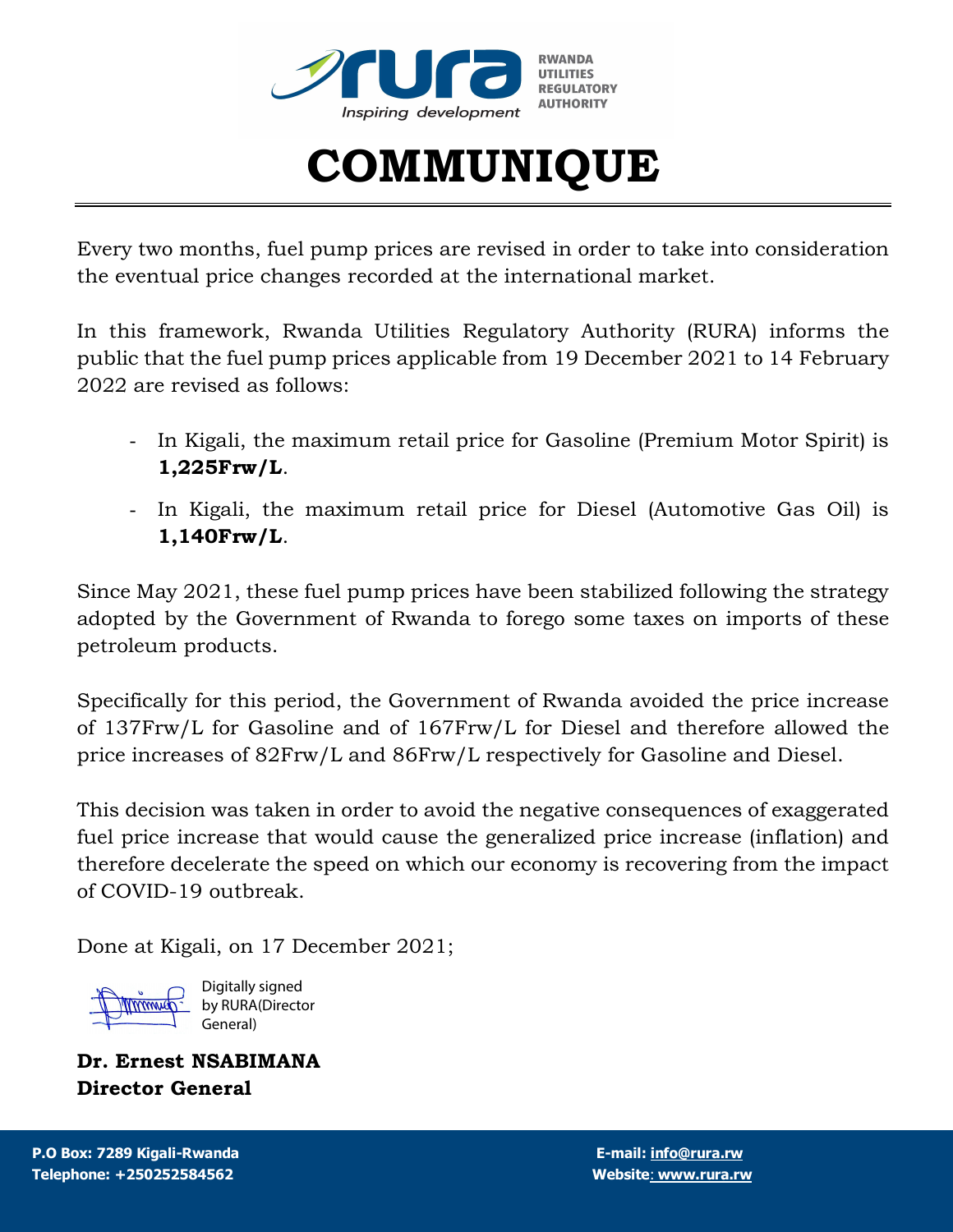RWANDA UTILITIES REGULATORY AUTHORITY

*Inspiring development*

# COMMUNIQUE

Every two months, fuel pump prices are revised in order to take into consideration the eventual price changes recorded at the international market.

In this framework, Rwanda Utilities Regulatory Authority (RURA) informs the public that the fuel pump prices applicable from 19 December 2021 to 14 February 2022 are revised as follows:

- In Kigali, the maximum retail price for Gasoline (Premium Motor Spirit) is **1,225Frw/L**.
- In Kigali, the maximum retail price for Diesel (Automotive Gas Oil) is **1,140Frw/L**.

Since May 2021, these fuel pump prices have been stabilized following the strategy adopted by the Government of Rwanda to forego some taxes on imports of these petroleum products.

Specifically for this period, the Government of Rwanda avoided the price increase of 137Frw/L for Gasoline and of 167Frw/L for Diesel and therefore allowed the price increases of 82Frw/L and 86Frw/L respectively for Gasoline and Diesel.

This decision was taken in order to avoid the negative consequences of exaggerated fuel price increase that would cause the generalized price increase (inflation) and therefore decelerate the speed on which our economy is recovering from the impact of COVID-19 outbreak.

Done at Kigali, on 17 December 2021;

Digitally signed by RURA(Director General)

**Dr. Ernest NSABIMANA**
**Director General**

**P.O Box: 7289 Kigali-Rwanda**
**Telephone: +250252584562**
**E-mail: info@rura.rw**
**Website: www.rura.rw**